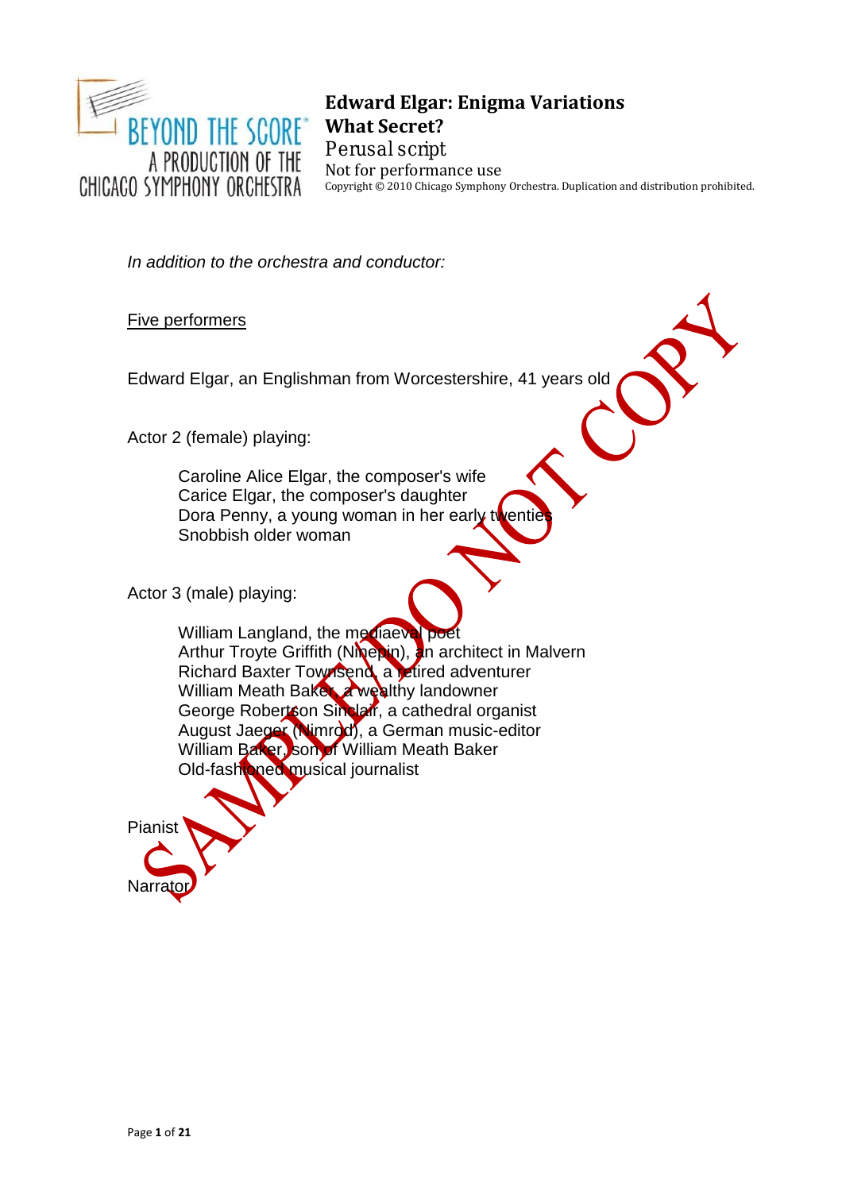BEYOND THE SCORE®
A PRODUCTION OF THE
CHICAGO SYMPHONY ORCHESTRA

# Edward Elgar: Enigma Variations
## What Secret?

Perusal script
Not for performance use
Copyright © 2010 Chicago Symphony Orchestra. Duplication and distribution prohibited.

*In addition to the orchestra and conductor:*

Five performers

Edward Elgar, an Englishman from Worcestershire, 41 years old

Actor 2 (female) playing:

- Caroline Alice Elgar, the composer's wife
- Carice Elgar, the composer's daughter
- Dora Penny, a young woman in her early twenties
- Snobbish older woman

Actor 3 (male) playing:

- William Langland, the mediaeval poet
- Arthur Troyte Griffith (Ninepin), an architect in Malvern
- Richard Baxter Townsend, a retired adventurer
- William Meath Baker, a wealthy landowner
- George Robertson Sinclair, a cathedral organist
- August Jaeger (Nimrod), a German music-editor
- William Baker, son of William Meath Baker
- Old-fashioned musical journalist

Pianist

Narrator

SAMPLE/DO NOT COPY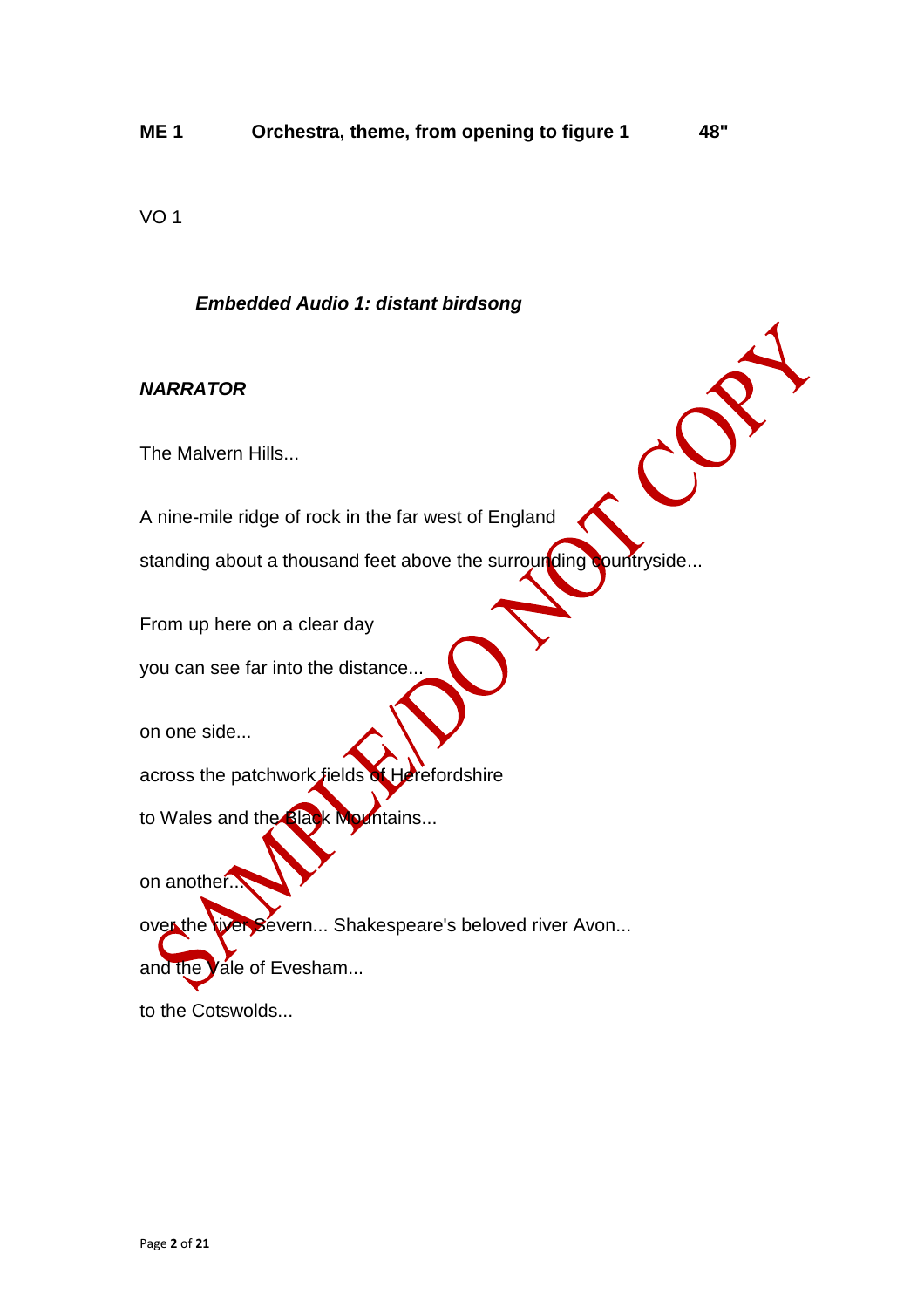**ME 1  Orchestra, theme, from opening to figure 1  48"**

VO 1

***Embedded Audio 1: distant birdsong***

***NARRATOR***

The Malvern Hills...

A nine-mile ridge of rock in the far west of England

standing about a thousand feet above the surrounding countryside...

From up here on a clear day

you can see far into the distance...

on one side...

across the patchwork fields of Herefordshire

to Wales and the Black Mountains...

on another...

over the river Severn... Shakespeare's beloved river Avon...

and the Vale of Evesham...

to the Cotswolds...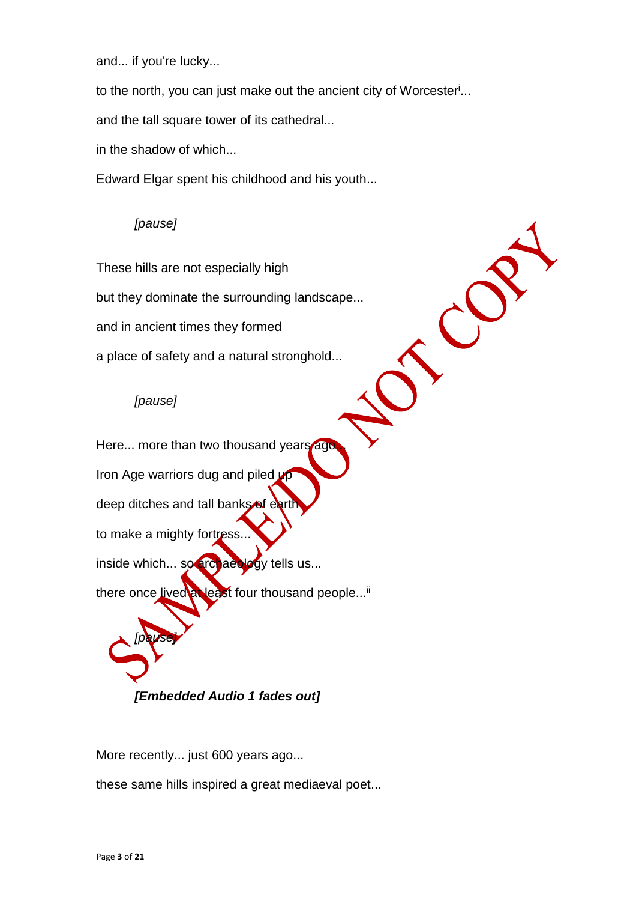and... if you're lucky...

to the north, you can just make out the ancient city of Worcester[i]...

and the tall square tower of its cathedral...

in the shadow of which...

Edward Elgar spent his childhood and his youth...

*[pause]*

These hills are not especially high

but they dominate the surrounding landscape...

and in ancient times they formed

a place of safety and a natural stronghold...

*[pause]*

Here... more than two thousand years ago...

Iron Age warriors dug and piled up

deep ditches and tall banks of earth

to make a mighty fortress...

inside which... so archaeology tells us...

there once lived at least four thousand people...[ii]

*[pause]*

***[Embedded Audio 1 fades out]***

More recently... just 600 years ago...

these same hills inspired a great mediaeval poet...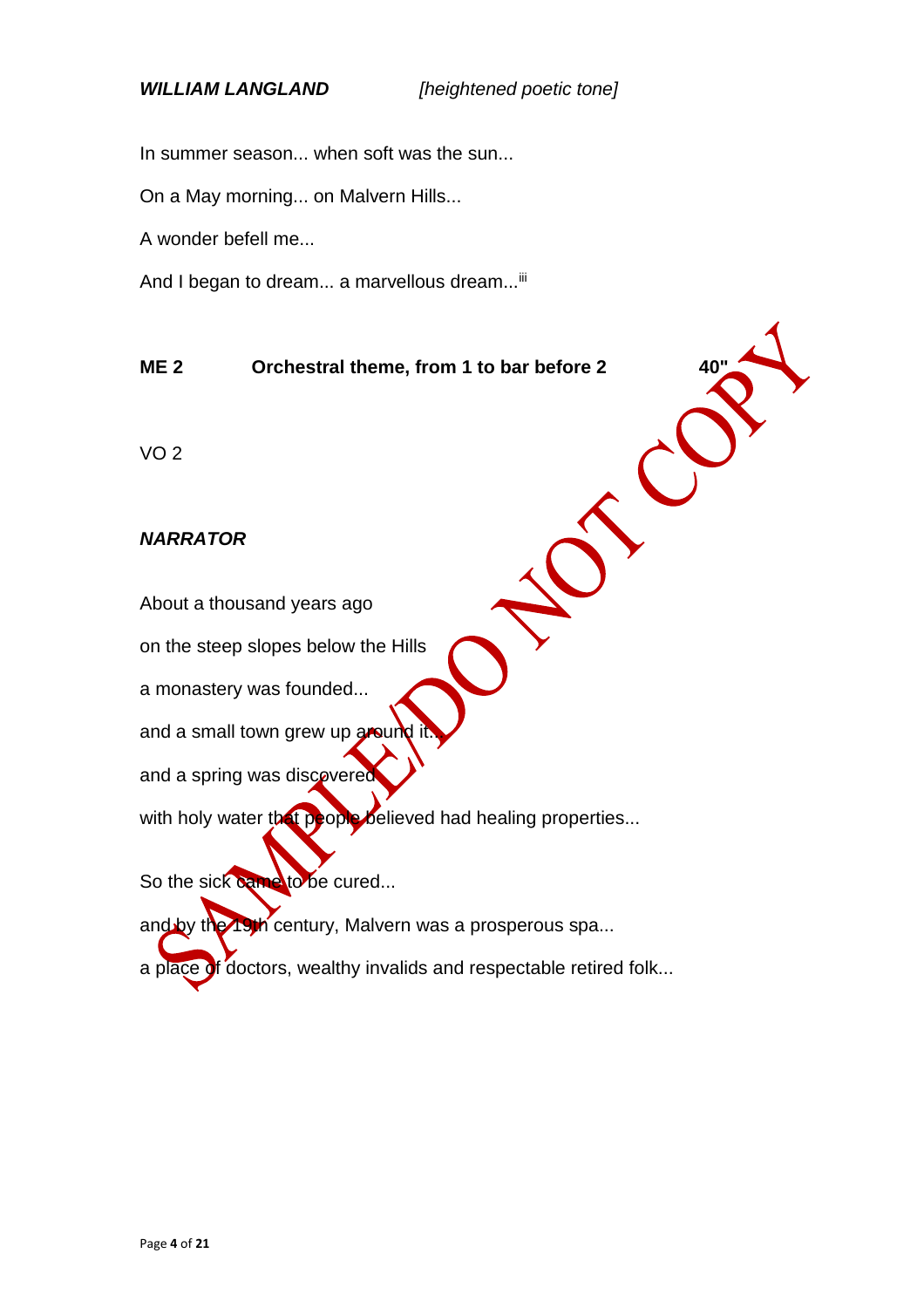***WILLIAM LANGLAND*** *[heightened poetic tone]*

In summer season... when soft was the sun...

On a May morning... on Malvern Hills...

A wonder befell me...

And I began to dream... a marvellous dream...[iii]

**ME 2 Orchestral theme, from 1 to bar before 2 40"**

VO 2

***NARRATOR***

About a thousand years ago

on the steep slopes below the Hills

a monastery was founded...

and a small town grew up around it...

and a spring was discovered

with holy water that people believed had healing properties...

So the sick came to be cured...

and by the 19th century, Malvern was a prosperous spa...

a place of doctors, wealthy invalids and respectable retired folk...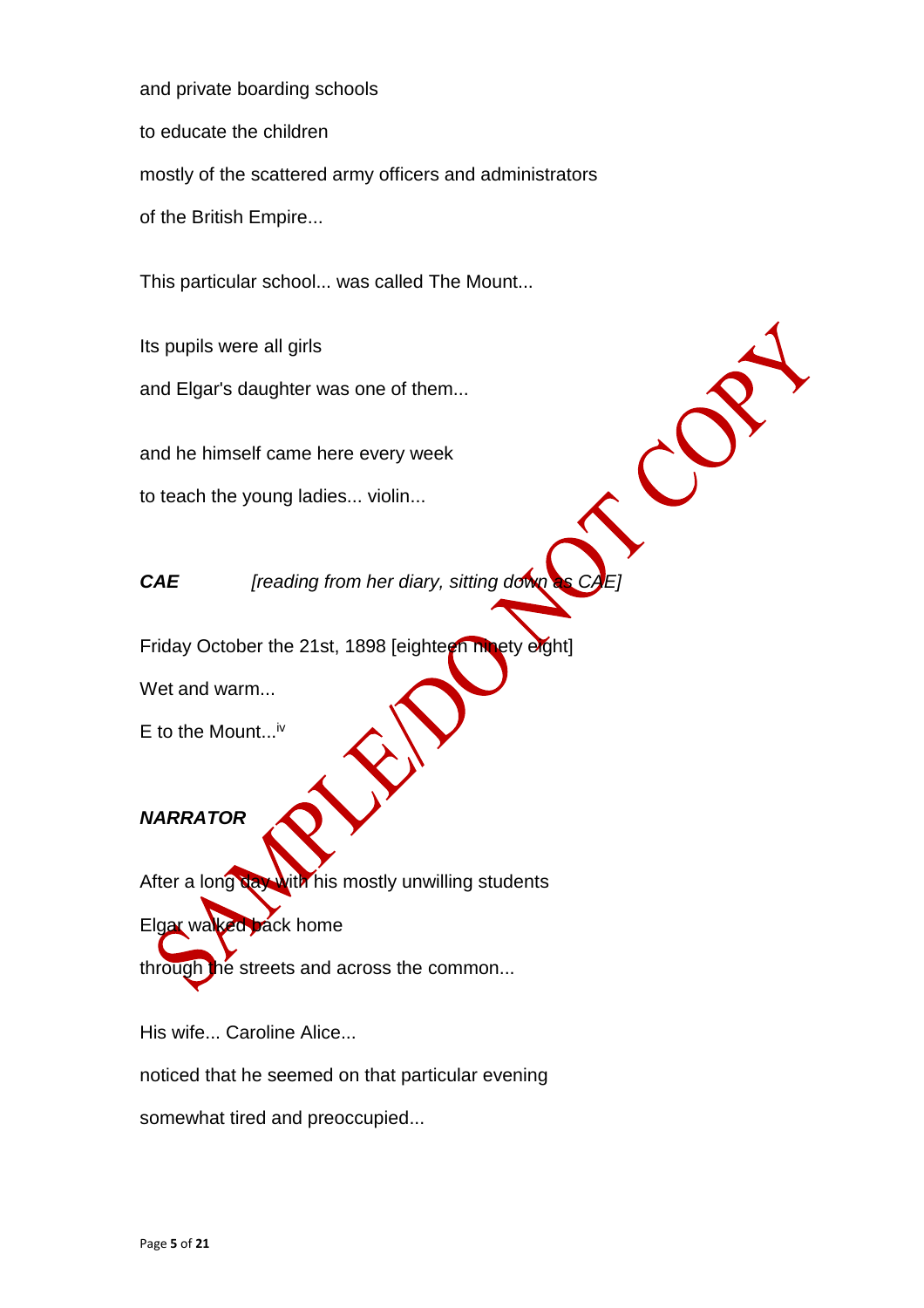and private boarding schools

to educate the children

mostly of the scattered army officers and administrators

of the British Empire...

This particular school... was called The Mount...

Its pupils were all girls

and Elgar's daughter was one of them...

and he himself came here every week

to teach the young ladies... violin...

***CAE*** *[reading from her diary, sitting down as CAE]*

Friday October the 21st, 1898 [eighteen ninety eight]

Wet and warm...

E to the Mount...[iv]

***NARRATOR***

After a long day with his mostly unwilling students

Elgar walked back home

through the streets and across the common...

His wife... Caroline Alice...

noticed that he seemed on that particular evening

somewhat tired and preoccupied...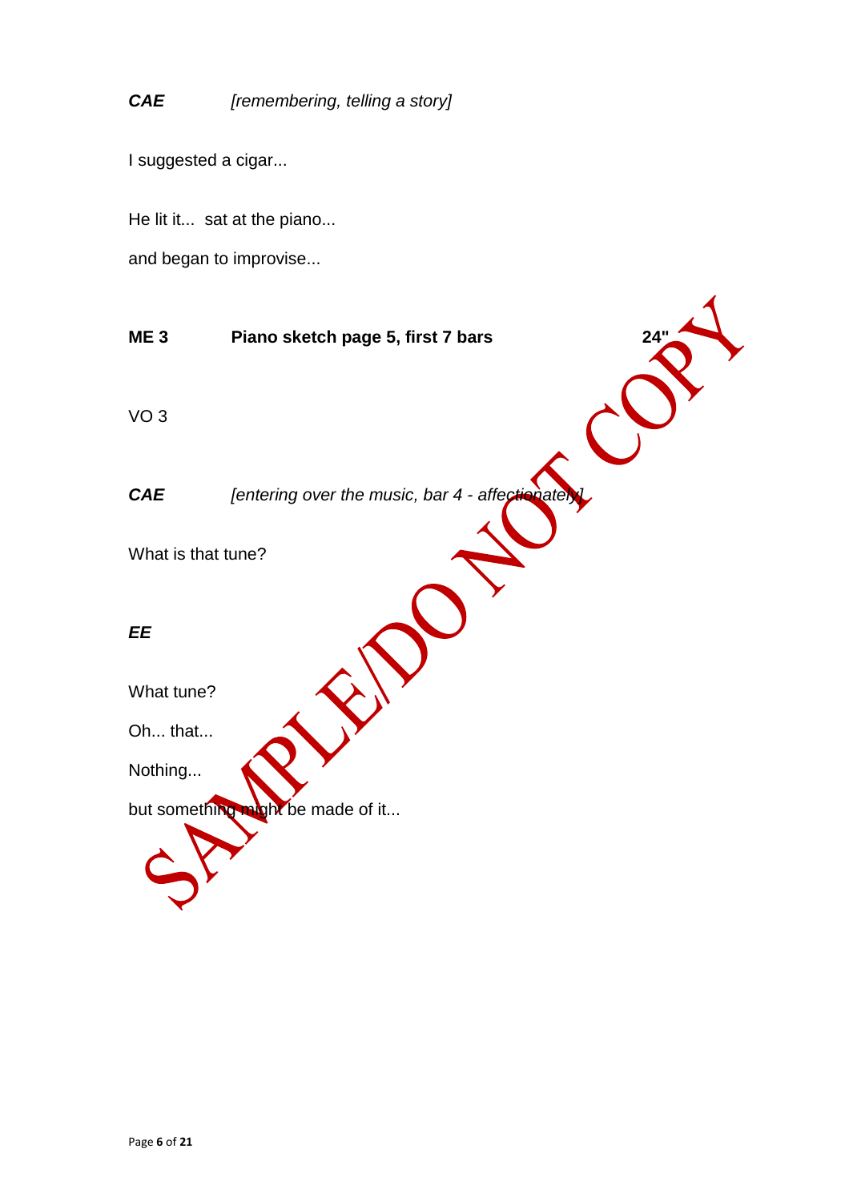***CAE*** *[remembering, telling a story]*

I suggested a cigar...

He lit it... sat at the piano...

and began to improvise...

**ME 3** **Piano sketch page 5, first 7 bars** **24"**

VO 3

***CAE*** *[entering over the music, bar 4 - affectionately]*

What is that tune?

***EE***

What tune?

Oh... that...

Nothing...

but something might be made of it...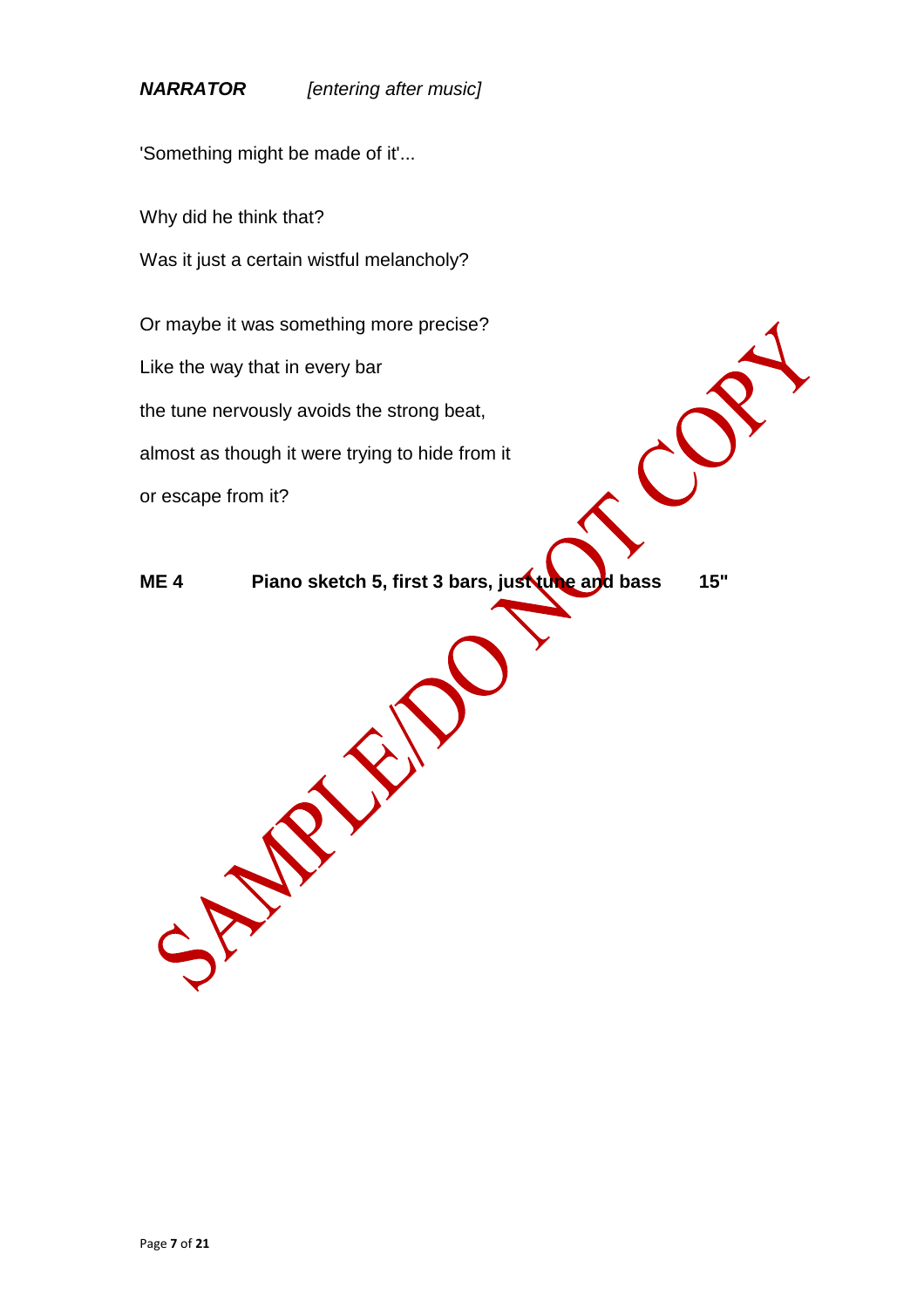***NARRATOR*** *[entering after music]*

'Something might be made of it'...

Why did he think that?

Was it just a certain wistful melancholy?

Or maybe it was something more precise?

Like the way that in every bar

the tune nervously avoids the strong beat,

almost as though it were trying to hide from it

or escape from it?

**ME 4 Piano sketch 5, first 3 bars, just tune and bass 15"**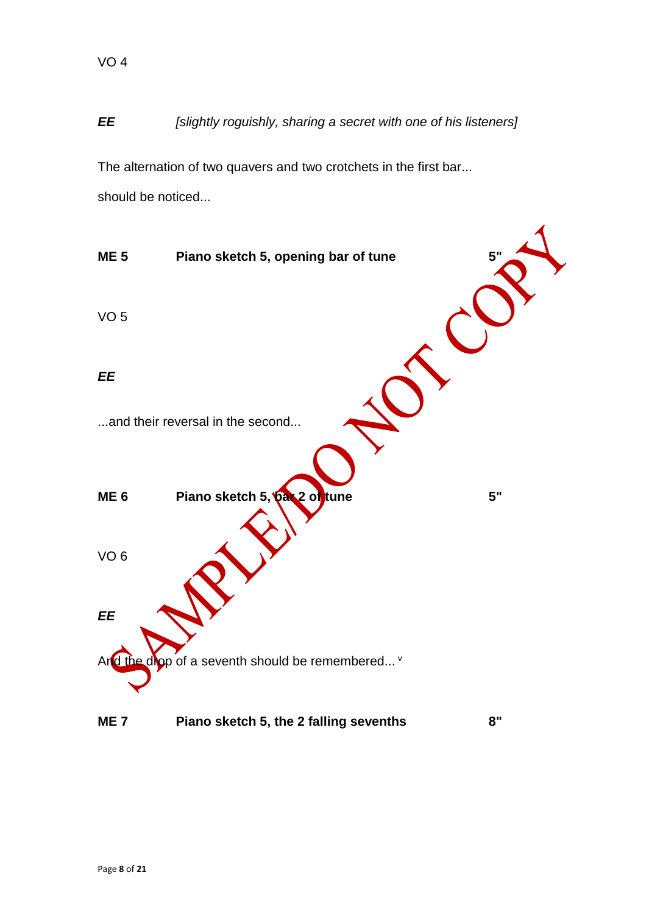VO 4

***EE*** *[slightly roguishly, sharing a secret with one of his listeners]*

The alternation of two quavers and two crotchets in the first bar...

should be noticed...

**ME 5 Piano sketch 5, opening bar of tune 5"**

VO 5

***EE***

...and their reversal in the second...

**ME 6 Piano sketch 5, bar 2 of tune 5"**

VO 6

***EE***

And the drop of a seventh should be remembered... [v]

**ME 7 Piano sketch 5, the 2 falling sevenths 8"**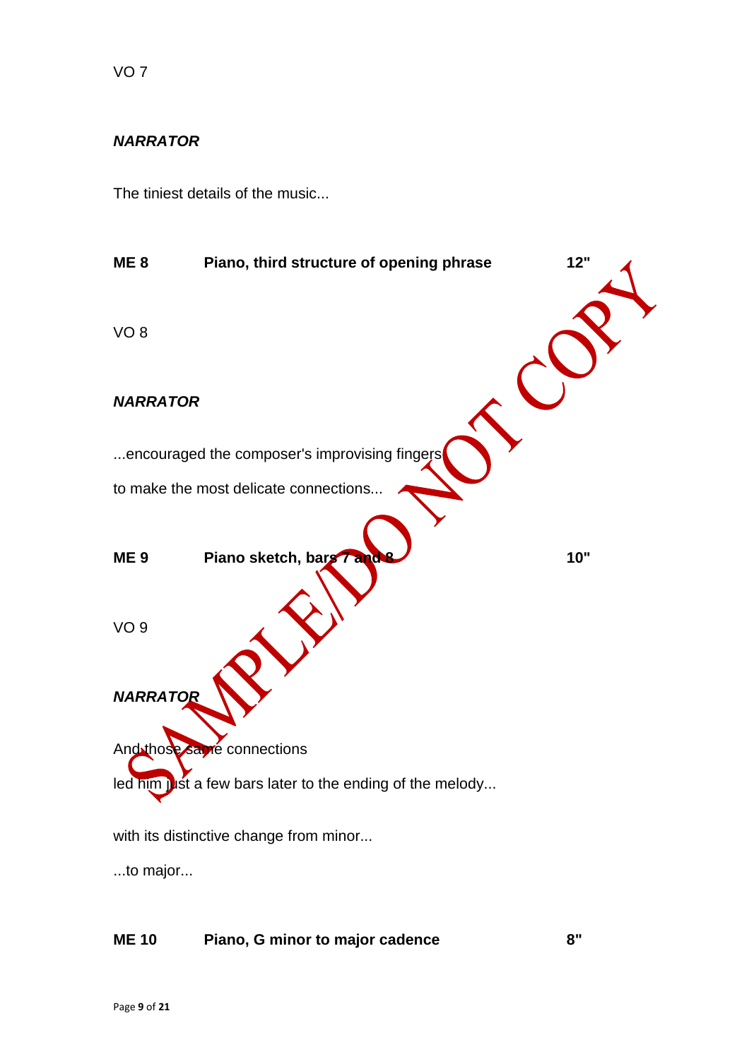VO 7

***NARRATOR***

The tiniest details of the music...

| **ME 8** | **Piano, third structure of opening phrase** | **12"** |
|---|---|---|

VO 8

***NARRATOR***

...encouraged the composer's improvising fingers

to make the most delicate connections...

| **ME 9** | **Piano sketch, bars 7 and 8** | **10"** |
|---|---|---|

VO 9

***NARRATOR***

And those same connections

led him just a few bars later to the ending of the melody...

with its distinctive change from minor...

...to major...

| **ME 10** | **Piano, G minor to major cadence** | **8"** |
|---|---|---|

SAMPLE/DO NOT COPY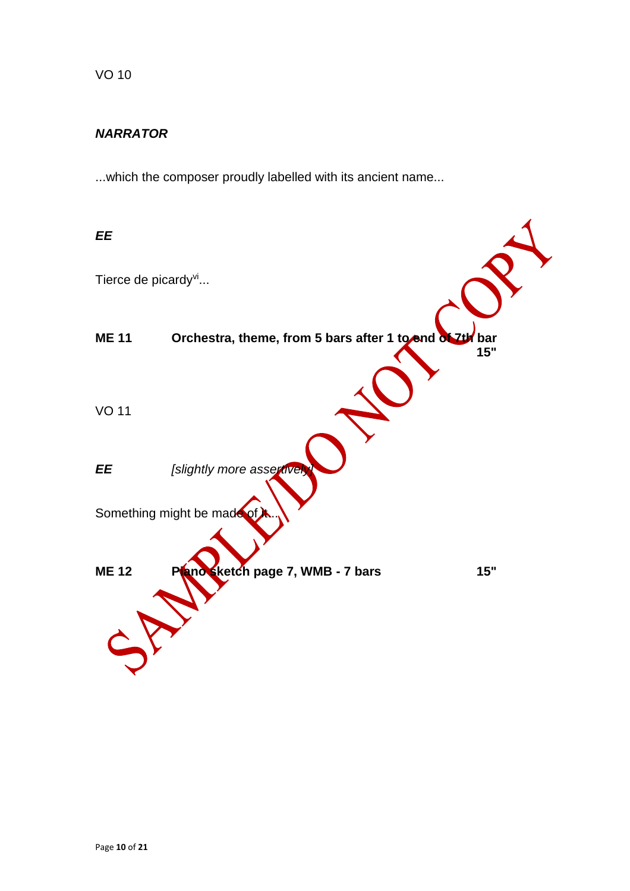VO 10

***NARRATOR***

...which the composer proudly labelled with its ancient name...

***EE***

Tierce de picardy[vi]...

**ME 11 Orchestra, theme, from 5 bars after 1 to end of 7th bar 15"**

VO 11

***EE*** *[slightly more assertively]*

Something might be made of it...

**ME 12 Piano sketch page 7, WMB - 7 bars 15"**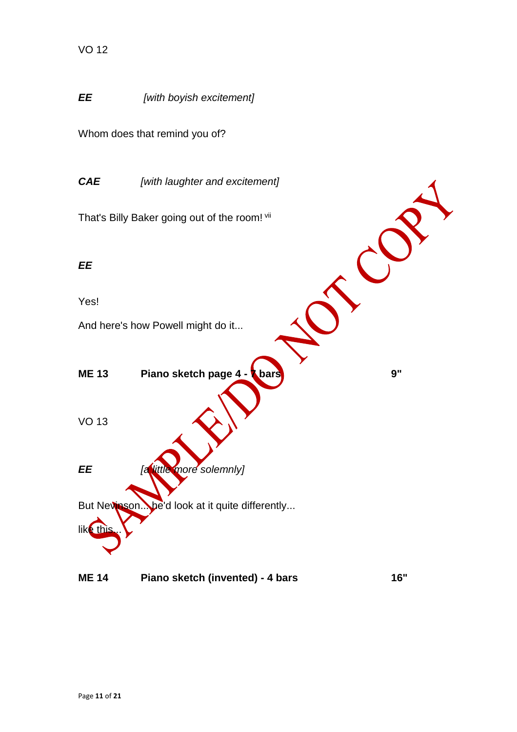VO 12

***EE*** *[with boyish excitement]*

Whom does that remind you of?

***CAE*** *[with laughter and excitement]*

That's Billy Baker going out of the room! [vii]

***EE***

Yes!

And here's how Powell might do it...

**ME 13** **Piano sketch page 4 - 7 bars** **9"**

VO 13

***EE*** *[a little more solemnly]*

But Nevinson... he'd look at it quite differently...

like this...

**ME 14** **Piano sketch (invented) - 4 bars** **16"**

SAMPLE/DO NOT COPY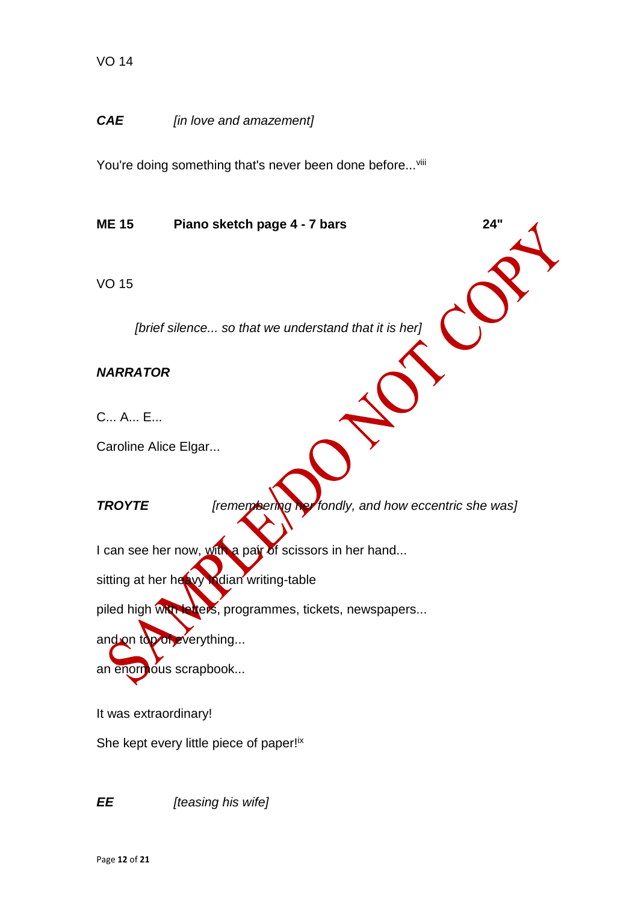VO 14

***CAE*** *[in love and amazement]*

You're doing something that's never been done before...[viii]

**ME 15 Piano sketch page 4 - 7 bars 24"**

VO 15

*[brief silence... so that we understand that it is her]*

***NARRATOR***

C... A... E...

Caroline Alice Elgar...

***TROYTE*** *[remembering her fondly, and how eccentric she was]*

I can see her now, with a pair of scissors in her hand...

sitting at her heavy Indian writing-table

piled high with letters, programmes, tickets, newspapers...

and on top of everything...

an enormous scrapbook...

It was extraordinary!

She kept every little piece of paper![ix]

***EE*** *[teasing his wife]*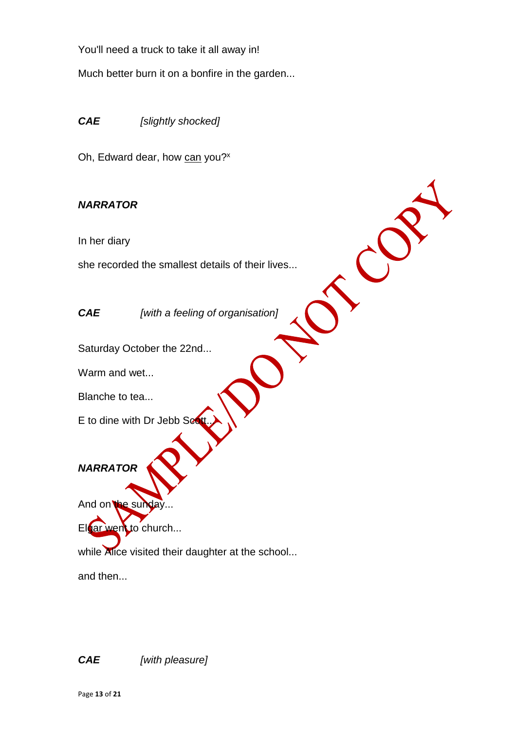You'll need a truck to take it all away in!

Much better burn it on a bonfire in the garden...

***CAE*** *[slightly shocked]*

Oh, Edward dear, how <u>can</u> you?[x]

***NARRATOR***

In her diary

she recorded the smallest details of their lives...

***CAE*** *[with a feeling of organisation]*

Saturday October the 22nd...

Warm and wet...

Blanche to tea...

E to dine with Dr Jebb Scott...

***NARRATOR***

And on the sunday...

Elgar went to church...

while Alice visited their daughter at the school...

and then...

***CAE*** *[with pleasure]*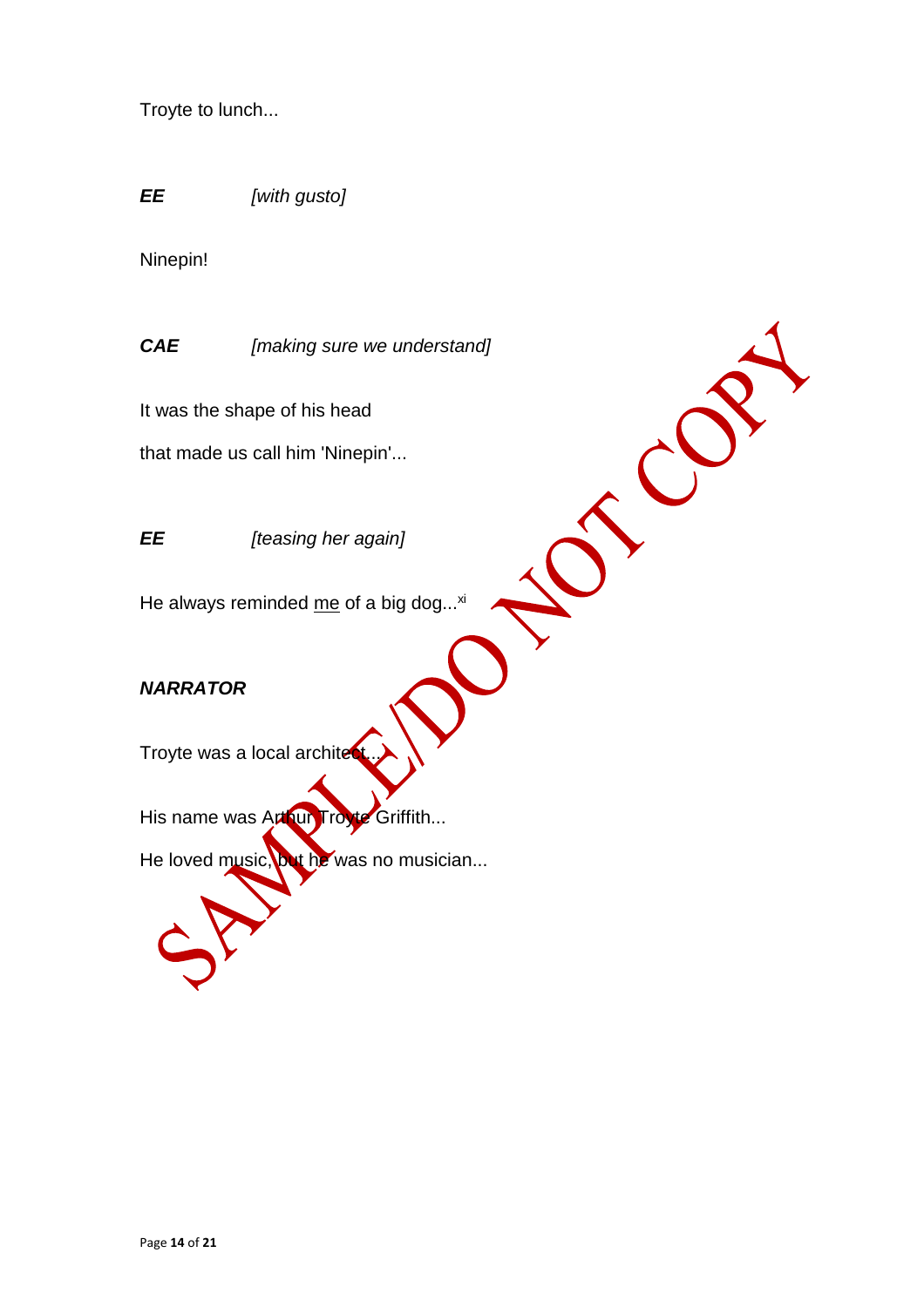Troyte to lunch...

***EE*** *[with gusto]*

Ninepin!

***CAE*** *[making sure we understand]*

It was the shape of his head

that made us call him 'Ninepin'...

***EE*** *[teasing her again]*

He always reminded <u>me</u> of a big dog...[xi]

***NARRATOR***

Troyte was a local architect...

His name was Arthur Troyte Griffith...

He loved music, but he was no musician...

SAMPLE/DO NOT COPY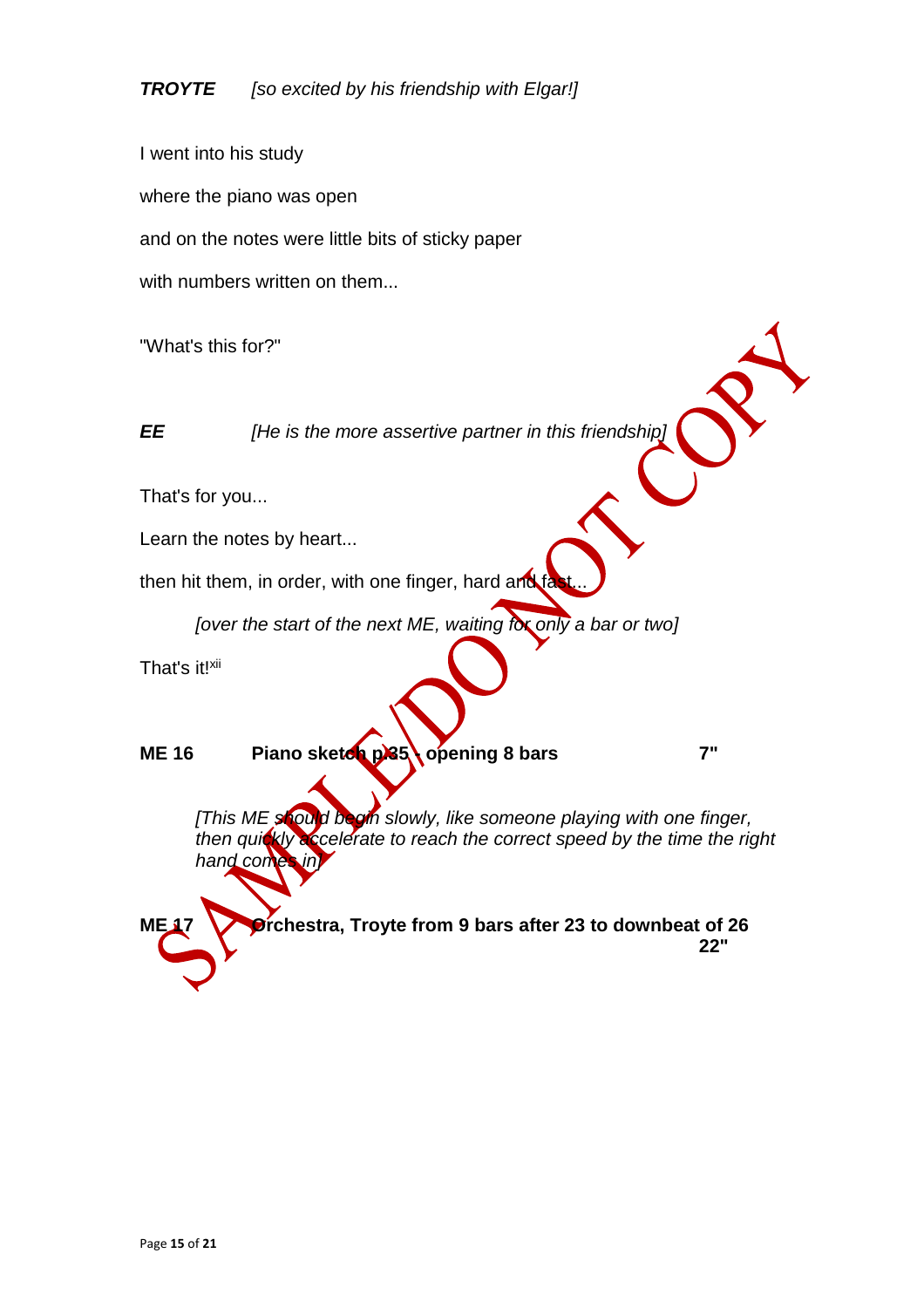***TROYTE*** *[so excited by his friendship with Elgar!]*

I went into his study

where the piano was open

and on the notes were little bits of sticky paper

with numbers written on them...

"What's this for?"

***EE*** *[He is the more assertive partner in this friendship]*

That's for you...

Learn the notes by heart...

then hit them, in order, with one finger, hard and fast...

*[over the start of the next ME, waiting for only a bar or two]*

That's it![xii]

**ME 16 Piano sketch p.35 - opening 8 bars 7"**

*[This ME should begin slowly, like someone playing with one finger, then quickly accelerate to reach the correct speed by the time the right hand comes in]*

**ME 17 Orchestra, Troyte from 9 bars after 23 to downbeat of 26 22"**

SAMPLE/DO NOT COPY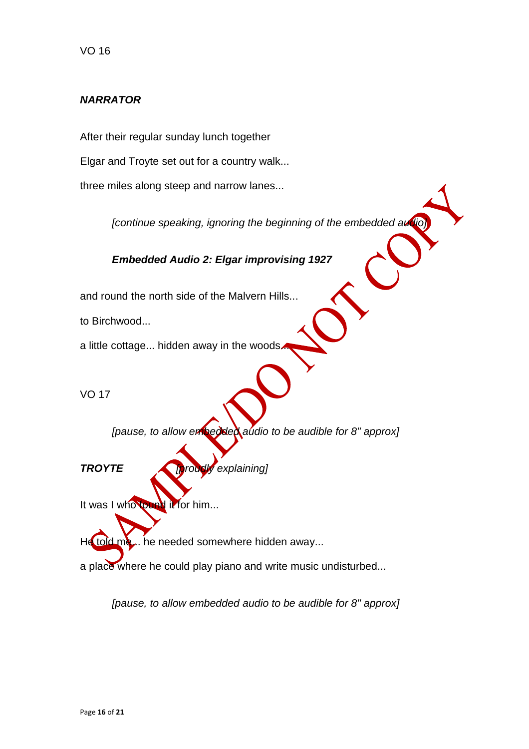VO 16

***NARRATOR***

After their regular sunday lunch together

Elgar and Troyte set out for a country walk...

three miles along steep and narrow lanes...

*[continue speaking, ignoring the beginning of the embedded audio]*

***Embedded Audio 2: Elgar improvising 1927***

and round the north side of the Malvern Hills...

to Birchwood...

a little cottage... hidden away in the woods...

VO 17

*[pause, to allow embedded audio to be audible for 8" approx]*

***TROYTE*** *[proudly explaining]*

It was I who found it for him...

He told me... he needed somewhere hidden away...

a place where he could play piano and write music undisturbed...

*[pause, to allow embedded audio to be audible for 8" approx]*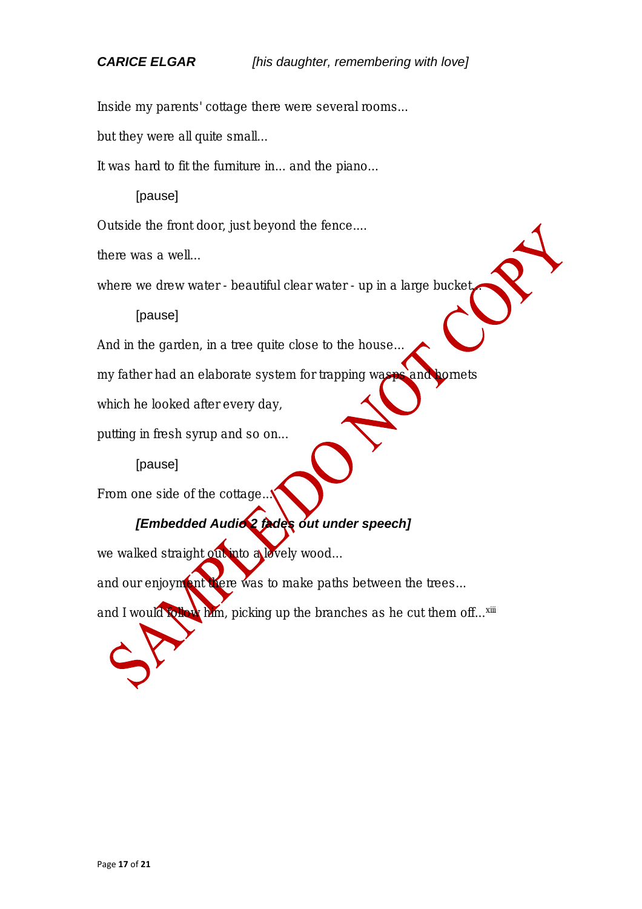***CARICE ELGAR*** *[his daughter, remembering with love]*

Inside my parents' cottage there were several rooms...

but they were all quite small...

It was hard to fit the furniture in... and the piano...

[pause]

Outside the front door, just beyond the fence....

there was a well...

where we drew water - beautiful clear water - up in a large bucket...

[pause]

And in the garden, in a tree quite close to the house...

my father had an elaborate system for trapping wasps and hornets

which he looked after every day,

putting in fresh syrup and so on...

[pause]

From one side of the cottage...

***[Embedded Audio 2 fades out under speech]***

we walked straight out into a lovely wood...

and our enjoyment there was to make paths between the trees...

and I would follow him, picking up the branches as he cut them off...[xiii]

SAMPLE/DO NOT COPY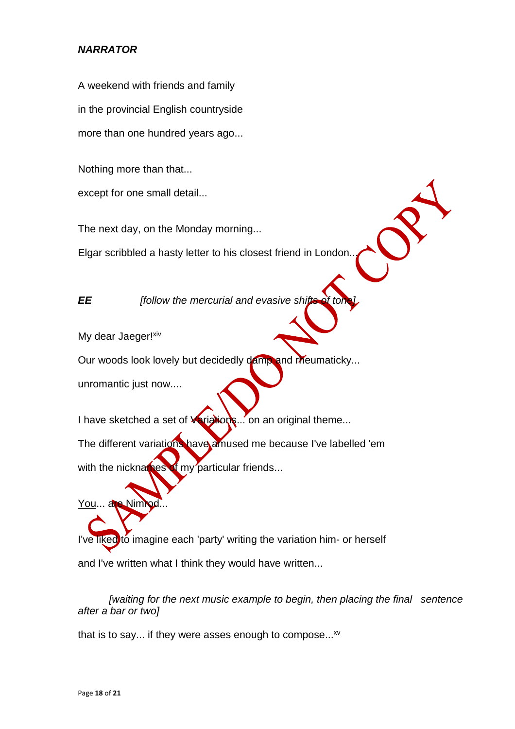***NARRATOR***

A weekend with friends and family

in the provincial English countryside

more than one hundred years ago...

Nothing more than that...

except for one small detail...

The next day, on the Monday morning...

Elgar scribbled a hasty letter to his closest friend in London...

***EE*** *[follow the mercurial and evasive shifts of tone]*

My dear Jaeger![xiv]

Our woods look lovely but decidedly damp and rheumaticky...

unromantic just now....

I have sketched a set of Variations... on an original theme...

The different variations have amused me because I've labelled 'em

with the nicknames of my particular friends...

<u>You</u>... are Nimrod...

I've liked to imagine each 'party' writing the variation him- or herself

and I've written what I think they would have written...

*[waiting for the next music example to begin, then placing the final sentence after a bar or two]*

that is to say... if they were asses enough to compose...[xv]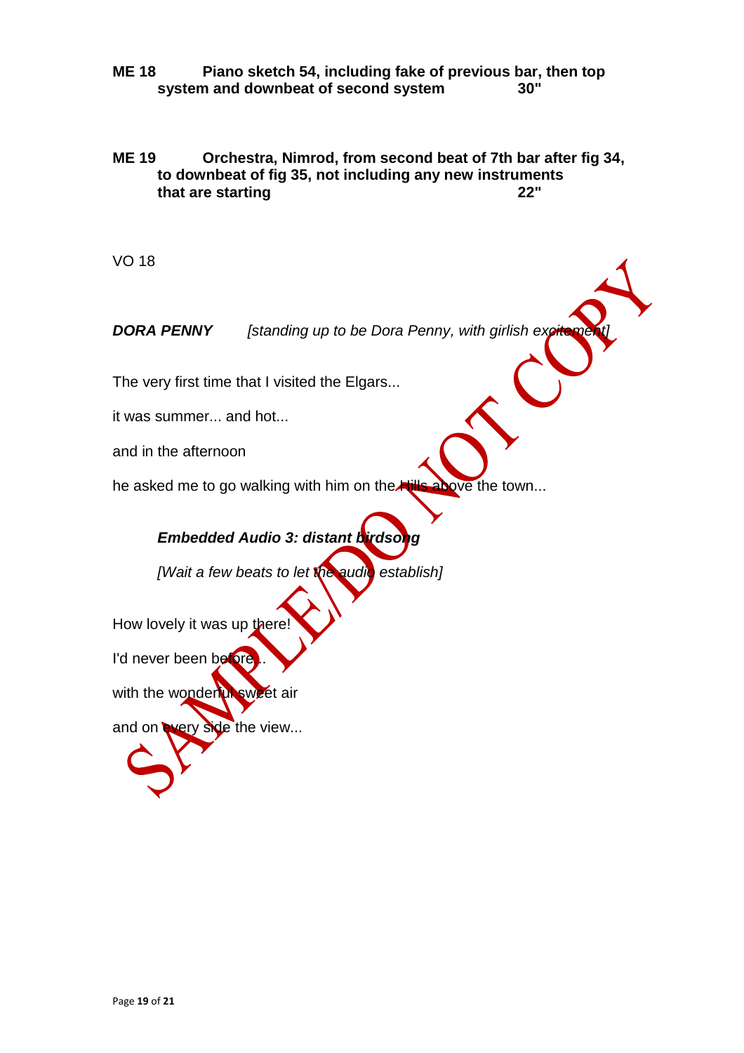**ME 18** **Piano sketch 54, including fake of previous bar, then top system and downbeat of second system** **30"**

**ME 19** **Orchestra, Nimrod, from second beat of 7th bar after fig 34, to downbeat of fig 35, not including any new instruments that are starting** **22"**

VO 18

***DORA PENNY*** *[standing up to be Dora Penny, with girlish excitement]*

The very first time that I visited the Elgars...

it was summer... and hot...

and in the afternoon

he asked me to go walking with him on the Hills above the town...

> ***Embedded Audio 3: distant birdsong***
>
> *[Wait a few beats to let the audio establish]*

How lovely it was up there!

I'd never been before...

with the wonderful sweet air

and on every side the view...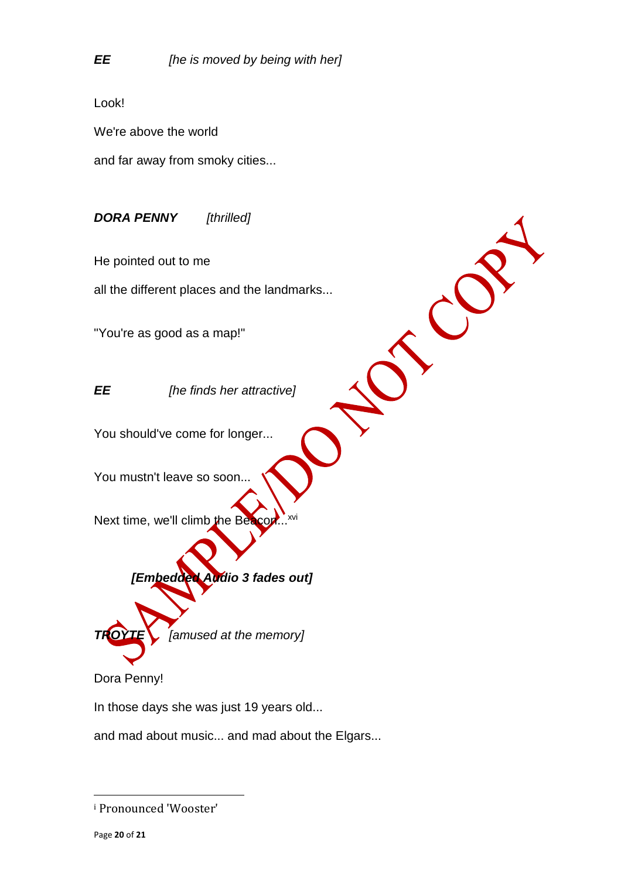***EE*** *[he is moved by being with her]*

Look!

We're above the world

and far away from smoky cities...

***DORA PENNY*** *[thrilled]*

He pointed out to me

all the different places and the landmarks...

"You're as good as a map!"

***EE*** *[he finds her attractive]*

You should've come for longer...

You mustn't leave so soon...

Next time, we'll climb the Beacon...[xvi]

***[Embedded Audio 3 fades out]***

***TROYTE*** *[amused at the memory]*

Dora Penny!

In those days she was just 19 years old...

and mad about music... and mad about the Elgars...

---

[i] Pronounced 'Wooster'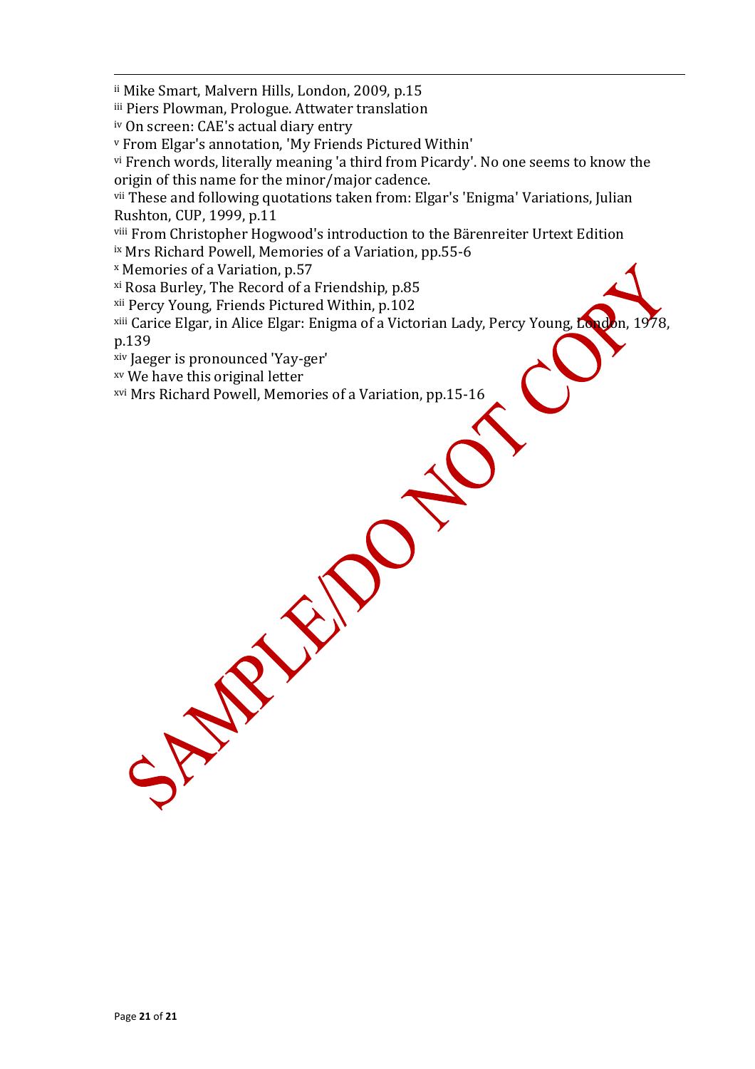[ii] Mike Smart, Malvern Hills, London, 2009, p.15

[iii] Piers Plowman, Prologue. Attwater translation

[iv] On screen: CAE's actual diary entry

[v] From Elgar's annotation, 'My Friends Pictured Within'

[vi] French words, literally meaning 'a third from Picardy'. No one seems to know the origin of this name for the minor/major cadence.

[vii] These and following quotations taken from: Elgar's 'Enigma' Variations, Julian Rushton, CUP, 1999, p.11

[viii] From Christopher Hogwood's introduction to the Bärenreiter Urtext Edition

[ix] Mrs Richard Powell, Memories of a Variation, pp.55-6

[x] Memories of a Variation, p.57

[xi] Rosa Burley, The Record of a Friendship, p.85

[xii] Percy Young, Friends Pictured Within, p.102

[xiii] Carice Elgar, in Alice Elgar: Enigma of a Victorian Lady, Percy Young, London, 1978, p.139

[xiv] Jaeger is pronounced 'Yay-ger'

[xv] We have this original letter

[xvi] Mrs Richard Powell, Memories of a Variation, pp.15-16

SAMPLE/DO NOT COPY